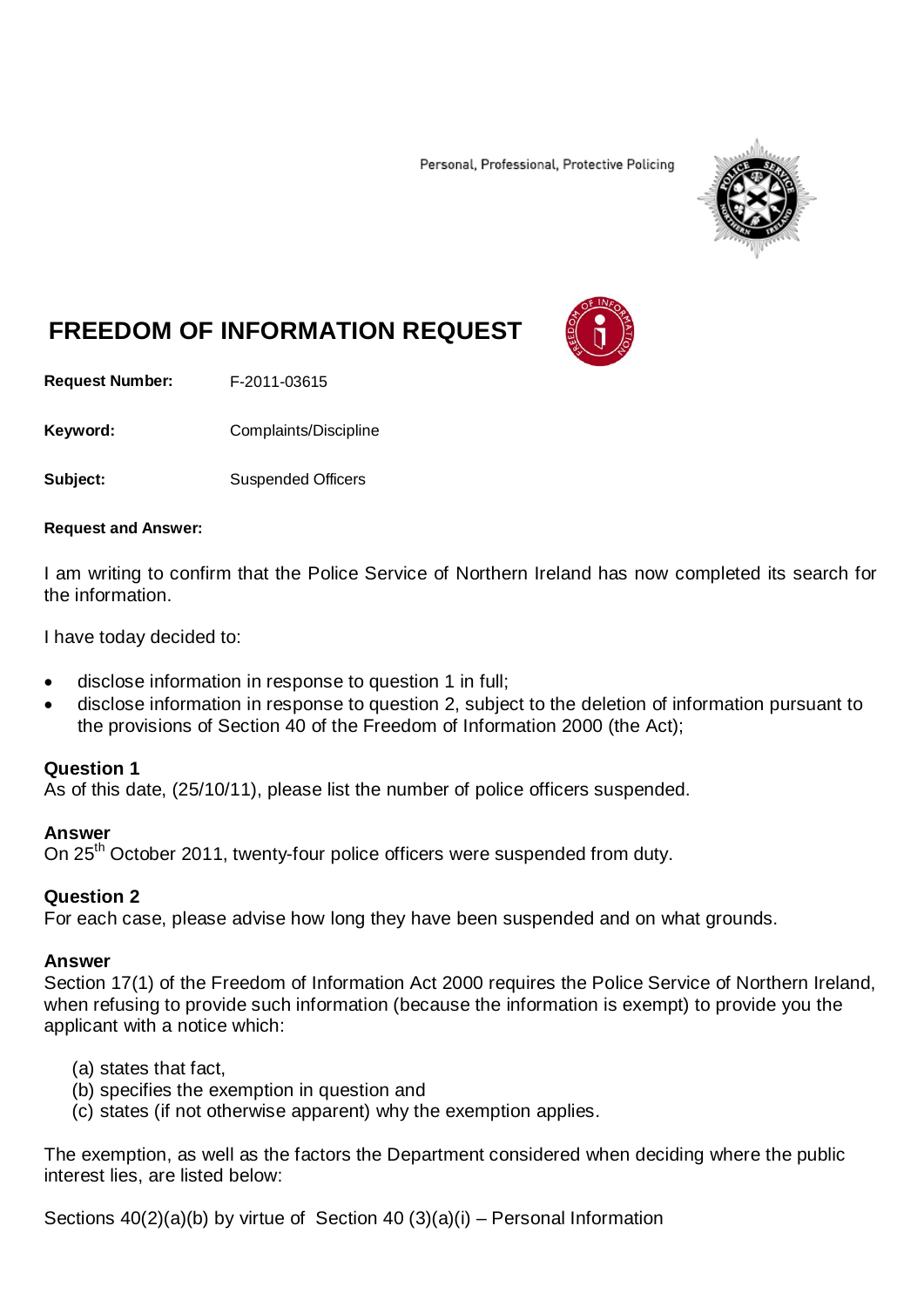Personal, Professional, Protective Policing

# FREEDOM OF INFORMATION REQUEST

**Request Number:** F-2011-03615

**Keyword:** Complaints/Discipline

**Subject:** Suspended Officers

**Request and Answer:**

I am writing to confirm that the Police Service of Northern Ireland has now completed its search for the information.

I have today decided to:

- disclose information in response to question 1 in full;
- disclose information in response to question 2, subject to the deletion of information pursuant to the provisions of Section 40 of the Freedom of Information 2000 (the Act);

**Question 1**
As of this date, (25/10/11), please list the number of police officers suspended.

**Answer**
On 25th October 2011, twenty-four police officers were suspended from duty.

**Question 2**
For each case, please advise how long they have been suspended and on what grounds.

**Answer**
Section 17(1) of the Freedom of Information Act 2000 requires the Police Service of Northern Ireland, when refusing to provide such information (because the information is exempt) to provide you the applicant with a notice which:

(a) states that fact,
(b) specifies the exemption in question and
(c) states (if not otherwise apparent) why the exemption applies.

The exemption, as well as the factors the Department considered when deciding where the public interest lies, are listed below:

Sections 40(2)(a)(b) by virtue of Section 40 (3)(a)(i) – Personal Information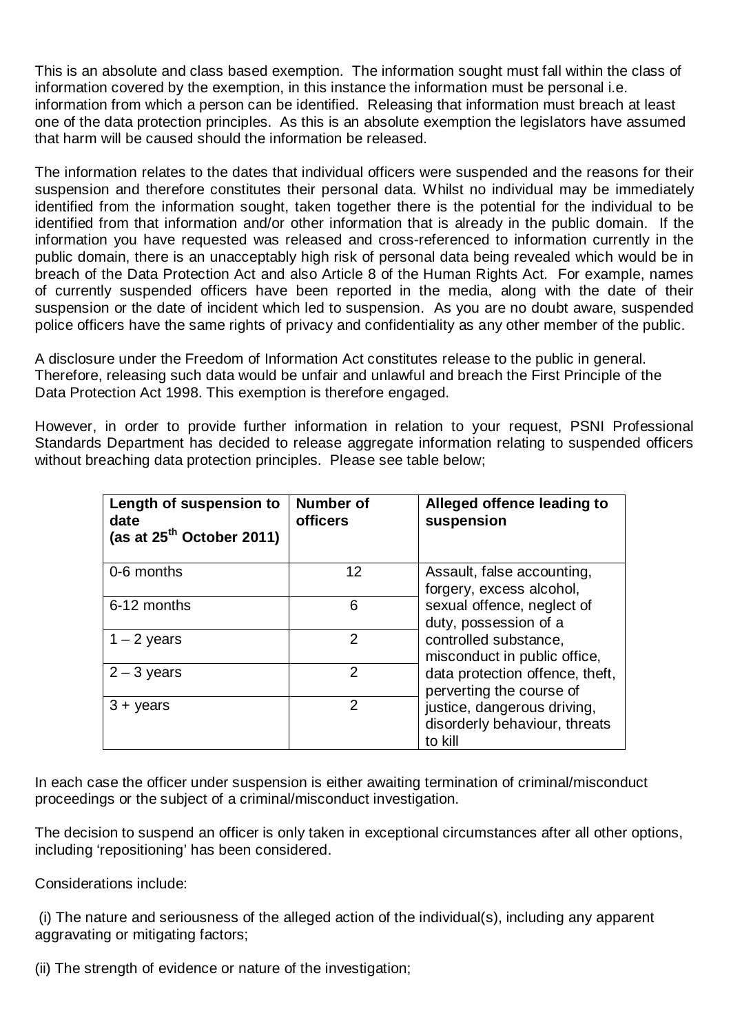This is an absolute and class based exemption. The information sought must fall within the class of information covered by the exemption, in this instance the information must be personal i.e. information from which a person can be identified. Releasing that information must breach at least one of the data protection principles. As this is an absolute exemption the legislators have assumed that harm will be caused should the information be released.

The information relates to the dates that individual officers were suspended and the reasons for their suspension and therefore constitutes their personal data. Whilst no individual may be immediately identified from the information sought, taken together there is the potential for the individual to be identified from that information and/or other information that is already in the public domain. If the information you have requested was released and cross-referenced to information currently in the public domain, there is an unacceptably high risk of personal data being revealed which would be in breach of the Data Protection Act and also Article 8 of the Human Rights Act. For example, names of currently suspended officers have been reported in the media, along with the date of their suspension or the date of incident which led to suspension. As you are no doubt aware, suspended police officers have the same rights of privacy and confidentiality as any other member of the public.

A disclosure under the Freedom of Information Act constitutes release to the public in general. Therefore, releasing such data would be unfair and unlawful and breach the First Principle of the Data Protection Act 1998. This exemption is therefore engaged.

However, in order to provide further information in relation to your request, PSNI Professional Standards Department has decided to release aggregate information relating to suspended officers without breaching data protection principles. Please see table below;

| **Length of suspension to date (as at 25th October 2011)** | **Number of officers** | **Alleged offence leading to suspension** |
|---|---|---|
| 0-6 months | 12 | Assault, false accounting, forgery, excess alcohol, sexual offence, neglect of duty, possession of a controlled substance, misconduct in public office, data protection offence, theft, perverting the course of justice, dangerous driving, disorderly behaviour, threats to kill |
| 6-12 months | 6 | |
| 1 – 2 years | 2 | |
| 2 – 3 years | 2 | |
| 3 + years | 2 | |

In each case the officer under suspension is either awaiting termination of criminal/misconduct proceedings or the subject of a criminal/misconduct investigation.

The decision to suspend an officer is only taken in exceptional circumstances after all other options, including 'repositioning' has been considered.

Considerations include:

(i) The nature and seriousness of the alleged action of the individual(s), including any apparent aggravating or mitigating factors;

(ii) The strength of evidence or nature of the investigation;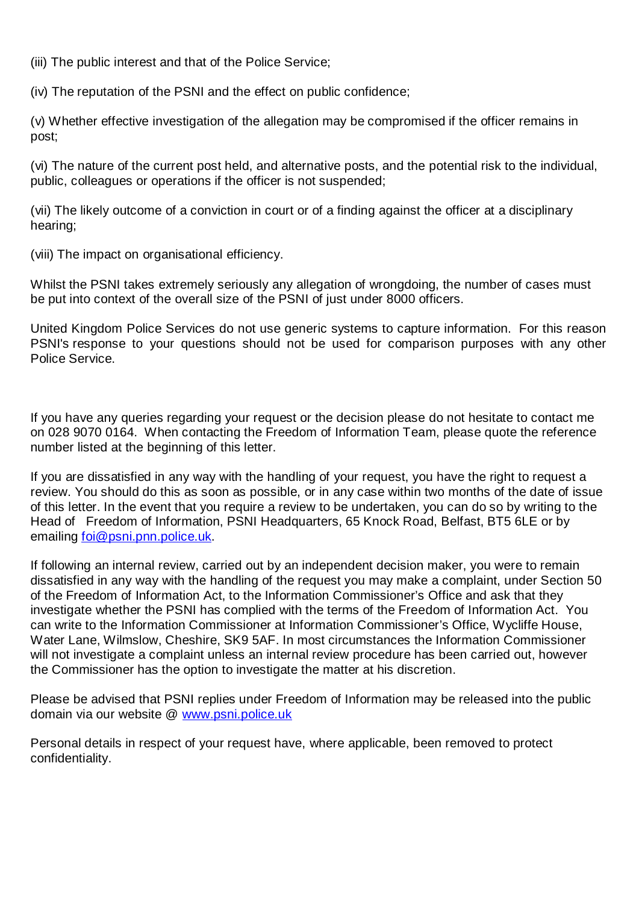(iii) The public interest and that of the Police Service;

(iv) The reputation of the PSNI and the effect on public confidence;

(v) Whether effective investigation of the allegation may be compromised if the officer remains in post;

(vi) The nature of the current post held, and alternative posts, and the potential risk to the individual, public, colleagues or operations if the officer is not suspended;

(vii) The likely outcome of a conviction in court or of a finding against the officer at a disciplinary hearing;

(viii) The impact on organisational efficiency.

Whilst the PSNI takes extremely seriously any allegation of wrongdoing, the number of cases must be put into context of the overall size of the PSNI of just under 8000 officers.

United Kingdom Police Services do not use generic systems to capture information. For this reason PSNI's response to your questions should not be used for comparison purposes with any other Police Service.

If you have any queries regarding your request or the decision please do not hesitate to contact me on 028 9070 0164. When contacting the Freedom of Information Team, please quote the reference number listed at the beginning of this letter.

If you are dissatisfied in any way with the handling of your request, you have the right to request a review. You should do this as soon as possible, or in any case within two months of the date of issue of this letter. In the event that you require a review to be undertaken, you can do so by writing to the Head of Freedom of Information, PSNI Headquarters, 65 Knock Road, Belfast, BT5 6LE or by emailing foi@psni.pnn.police.uk.

If following an internal review, carried out by an independent decision maker, you were to remain dissatisfied in any way with the handling of the request you may make a complaint, under Section 50 of the Freedom of Information Act, to the Information Commissioner's Office and ask that they investigate whether the PSNI has complied with the terms of the Freedom of Information Act. You can write to the Information Commissioner at Information Commissioner's Office, Wycliffe House, Water Lane, Wilmslow, Cheshire, SK9 5AF. In most circumstances the Information Commissioner will not investigate a complaint unless an internal review procedure has been carried out, however the Commissioner has the option to investigate the matter at his discretion.

Please be advised that PSNI replies under Freedom of Information may be released into the public domain via our website @ www.psni.police.uk

Personal details in respect of your request have, where applicable, been removed to protect confidentiality.